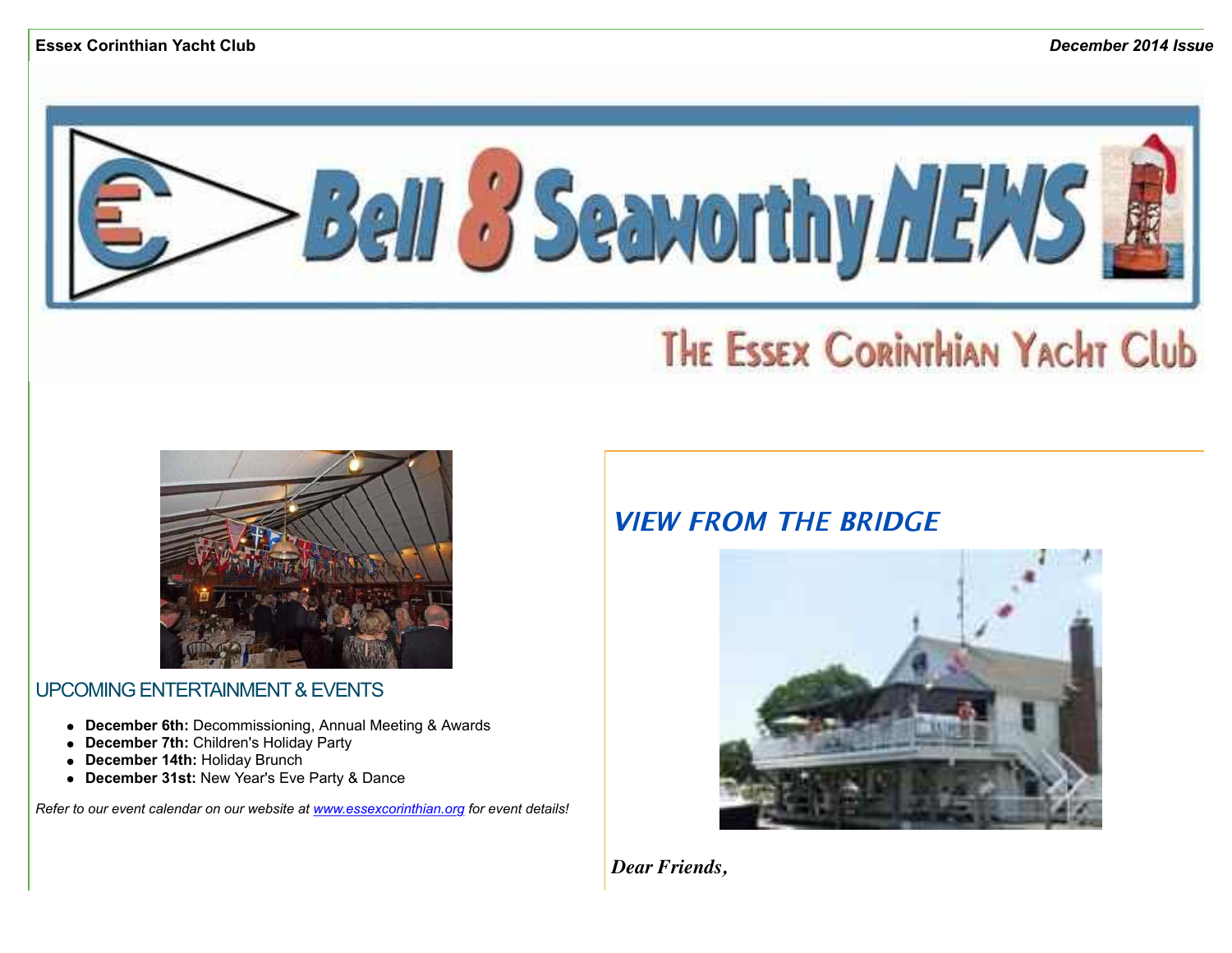Essex Corinthian Yacht Club

*December 2014 Issue*

# Bell 8 Seaworthy NEWS

## The Essex Corinthian Yacht Club

## UPCOMING ENTERTAINMENT & EVENTS

- **December 6th:** Decommissioning, Annual Meeting & Awards
- **December 7th:** Children's Holiday Party
- **December 14th:** Holiday Brunch
- **December 31st:** New Year's Eve Party & Dance

*Refer to our event calendar on our website at www.essexcorinthian.org for event details!*

## *VIEW FROM THE BRIDGE*

***Dear Friends,***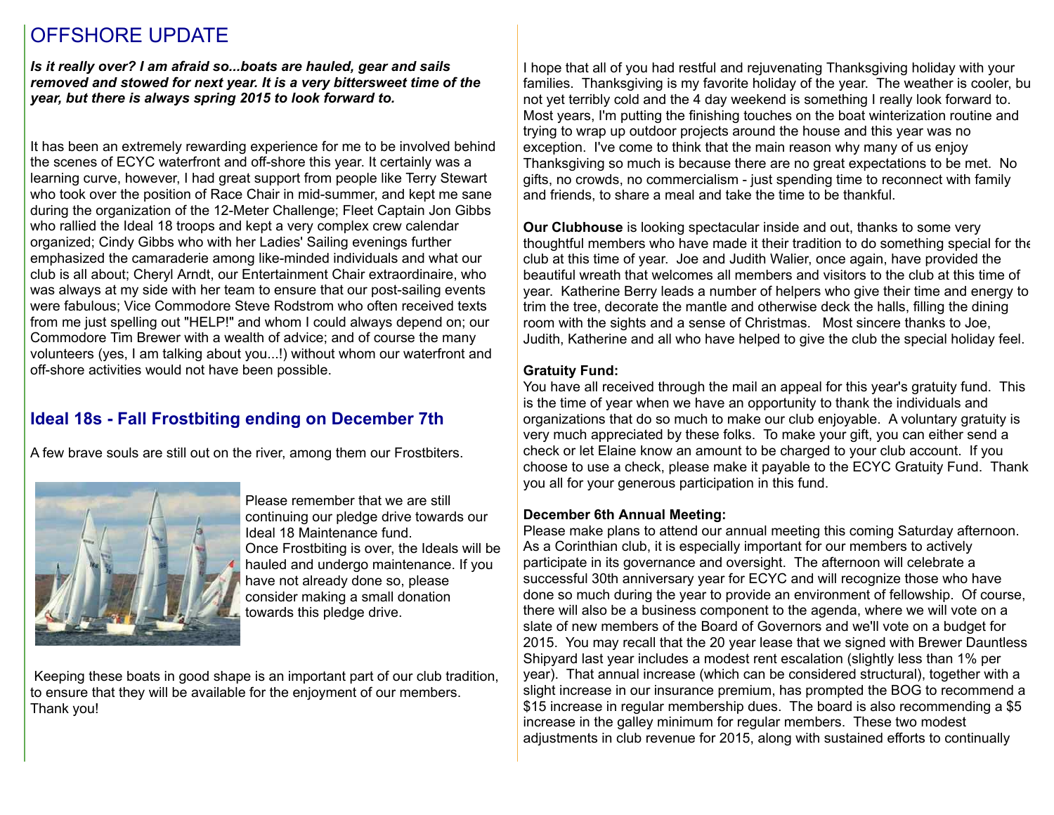# OFFSHORE UPDATE

***Is it really over? I am afraid so...boats are hauled, gear and sails removed and stowed for next year. It is a very bittersweet time of the year, but there is always spring 2015 to look forward to.***

It has been an extremely rewarding experience for me to be involved behind the scenes of ECYC waterfront and off-shore this year. It certainly was a learning curve, however, I had great support from people like Terry Stewart who took over the position of Race Chair in mid-summer, and kept me sane during the organization of the 12-Meter Challenge; Fleet Captain Jon Gibbs who rallied the Ideal 18 troops and kept a very complex crew calendar organized; Cindy Gibbs who with her Ladies' Sailing evenings further emphasized the camaraderie among like-minded individuals and what our club is all about; Cheryl Arndt, our Entertainment Chair extraordinaire, who was always at my side with her team to ensure that our post-sailing events were fabulous; Vice Commodore Steve Rodstrom who often received texts from me just spelling out "HELP!" and whom I could always depend on; our Commodore Tim Brewer with a wealth of advice; and of course the many volunteers (yes, I am talking about you...!) without whom our waterfront and off-shore activities would not have been possible.

## Ideal 18s - Fall Frostbiting ending on December 7th

A few brave souls are still out on the river, among them our Frostbiters.

Please remember that we are still continuing our pledge drive towards our Ideal 18 Maintenance fund. Once Frostbiting is over, the Ideals will be hauled and undergo maintenance. If you have not already done so, please consider making a small donation towards this pledge drive.

Keeping these boats in good shape is an important part of our club tradition, to ensure that they will be available for the enjoyment of our members. Thank you!

I hope that all of you had restful and rejuvenating Thanksgiving holiday with your families. Thanksgiving is my favorite holiday of the year. The weather is cooler, bu not yet terribly cold and the 4 day weekend is something I really look forward to. Most years, I'm putting the finishing touches on the boat winterization routine and trying to wrap up outdoor projects around the house and this year was no exception. I've come to think that the main reason why many of us enjoy Thanksgiving so much is because there are no great expectations to be met. No gifts, no crowds, no commercialism - just spending time to reconnect with family and friends, to share a meal and take the time to be thankful.

**Our Clubhouse** is looking spectacular inside and out, thanks to some very thoughtful members who have made it their tradition to do something special for the club at this time of year. Joe and Judith Walier, once again, have provided the beautiful wreath that welcomes all members and visitors to the club at this time of year. Katherine Berry leads a number of helpers who give their time and energy to trim the tree, decorate the mantle and otherwise deck the halls, filling the dining room with the sights and a sense of Christmas. Most sincere thanks to Joe, Judith, Katherine and all who have helped to give the club the special holiday feel.

**Gratuity Fund:**
You have all received through the mail an appeal for this year's gratuity fund. This is the time of year when we have an opportunity to thank the individuals and organizations that do so much to make our club enjoyable. A voluntary gratuity is very much appreciated by these folks. To make your gift, you can either send a check or let Elaine know an amount to be charged to your club account. If you choose to use a check, please make it payable to the ECYC Gratuity Fund. Thank you all for your generous participation in this fund.

**December 6th Annual Meeting:**
Please make plans to attend our annual meeting this coming Saturday afternoon. As a Corinthian club, it is especially important for our members to actively participate in its governance and oversight. The afternoon will celebrate a successful 30th anniversary year for ECYC and will recognize those who have done so much during the year to provide an environment of fellowship. Of course, there will also be a business component to the agenda, where we will vote on a slate of new members of the Board of Governors and we'll vote on a budget for 2015. You may recall that the 20 year lease that we signed with Brewer Dauntless Shipyard last year includes a modest rent escalation (slightly less than 1% per year). That annual increase (which can be considered structural), together with a slight increase in our insurance premium, has prompted the BOG to recommend a $15 increase in regular membership dues. The board is also recommending a $5 increase in the galley minimum for regular members. These two modest adjustments in club revenue for 2015, along with sustained efforts to continually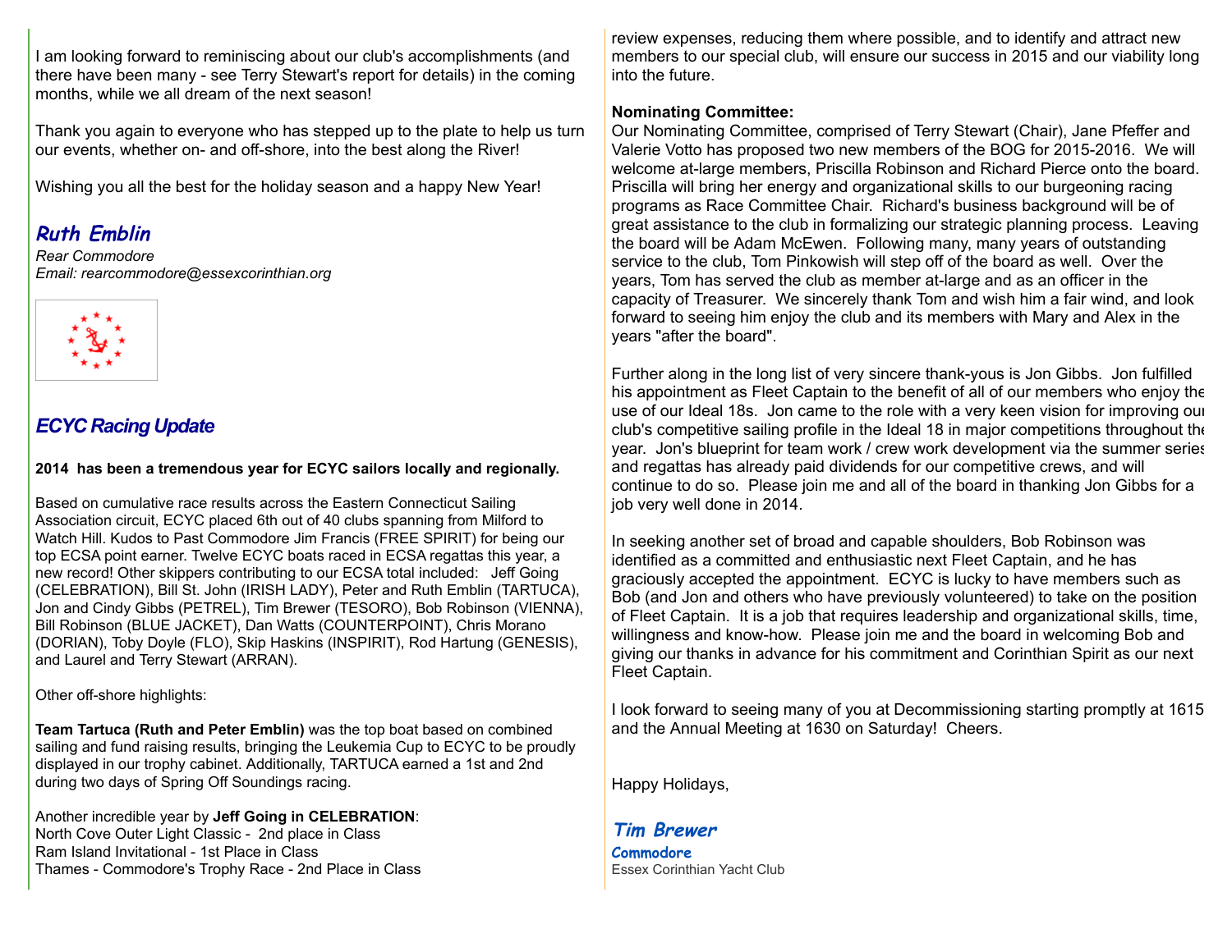I am looking forward to reminiscing about our club's accomplishments (and there have been many - see Terry Stewart's report for details) in the coming months, while we all dream of the next season!

Thank you again to everyone who has stepped up to the plate to help us turn our events, whether on- and off-shore, into the best along the River!

Wishing you all the best for the holiday season and a happy New Year!

***Ruth Emblin***
*Rear Commodore*
*Email: rearcommodore@essexcorinthian.org*

## *ECYC Racing Update*

**2014 has been a tremendous year for ECYC sailors locally and regionally.**

Based on cumulative race results across the Eastern Connecticut Sailing Association circuit, ECYC placed 6th out of 40 clubs spanning from Milford to Watch Hill. Kudos to Past Commodore Jim Francis (FREE SPIRIT) for being our top ECSA point earner. Twelve ECYC boats raced in ECSA regattas this year, a new record! Other skippers contributing to our ECSA total included: Jeff Going (CELEBRATION), Bill St. John (IRISH LADY), Peter and Ruth Emblin (TARTUCA), Jon and Cindy Gibbs (PETREL), Tim Brewer (TESORO), Bob Robinson (VIENNA), Bill Robinson (BLUE JACKET), Dan Watts (COUNTERPOINT), Chris Morano (DORIAN), Toby Doyle (FLO), Skip Haskins (INSPIRIT), Rod Hartung (GENESIS), and Laurel and Terry Stewart (ARRAN).

Other off-shore highlights:

**Team Tartuca (Ruth and Peter Emblin)** was the top boat based on combined sailing and fund raising results, bringing the Leukemia Cup to ECYC to be proudly displayed in our trophy cabinet. Additionally, TARTUCA earned a 1st and 2nd during two days of Spring Off Soundings racing.

Another incredible year by **Jeff Going in CELEBRATION**:
North Cove Outer Light Classic - 2nd place in Class
Ram Island Invitational - 1st Place in Class
Thames - Commodore's Trophy Race - 2nd Place in Class

review expenses, reducing them where possible, and to identify and attract new members to our special club, will ensure our success in 2015 and our viability long into the future.

**Nominating Committee:**
Our Nominating Committee, comprised of Terry Stewart (Chair), Jane Pfeffer and Valerie Votto has proposed two new members of the BOG for 2015-2016. We will welcome at-large members, Priscilla Robinson and Richard Pierce onto the board. Priscilla will bring her energy and organizational skills to our burgeoning racing programs as Race Committee Chair. Richard's business background will be of great assistance to the club in formalizing our strategic planning process. Leaving the board will be Adam McEwen. Following many, many years of outstanding service to the club, Tom Pinkowish will step off of the board as well. Over the years, Tom has served the club as member at-large and as an officer in the capacity of Treasurer. We sincerely thank Tom and wish him a fair wind, and look forward to seeing him enjoy the club and its members with Mary and Alex in the years "after the board".

Further along in the long list of very sincere thank-yous is Jon Gibbs. Jon fulfilled his appointment as Fleet Captain to the benefit of all of our members who enjoy the use of our Ideal 18s. Jon came to the role with a very keen vision for improving our club's competitive sailing profile in the Ideal 18 in major competitions throughout the year. Jon's blueprint for team work / crew work development via the summer series and regattas has already paid dividends for our competitive crews, and will continue to do so. Please join me and all of the board in thanking Jon Gibbs for a job very well done in 2014.

In seeking another set of broad and capable shoulders, Bob Robinson was identified as a committed and enthusiastic next Fleet Captain, and he has graciously accepted the appointment. ECYC is lucky to have members such as Bob (and Jon and others who have previously volunteered) to take on the position of Fleet Captain. It is a job that requires leadership and organizational skills, time, willingness and know-how. Please join me and the board in welcoming Bob and giving our thanks in advance for his commitment and Corinthian Spirit as our next Fleet Captain.

I look forward to seeing many of you at Decommissioning starting promptly at 1615 and the Annual Meeting at 1630 on Saturday! Cheers.

Happy Holidays,

***Tim Brewer***
**Commodore**
Essex Corinthian Yacht Club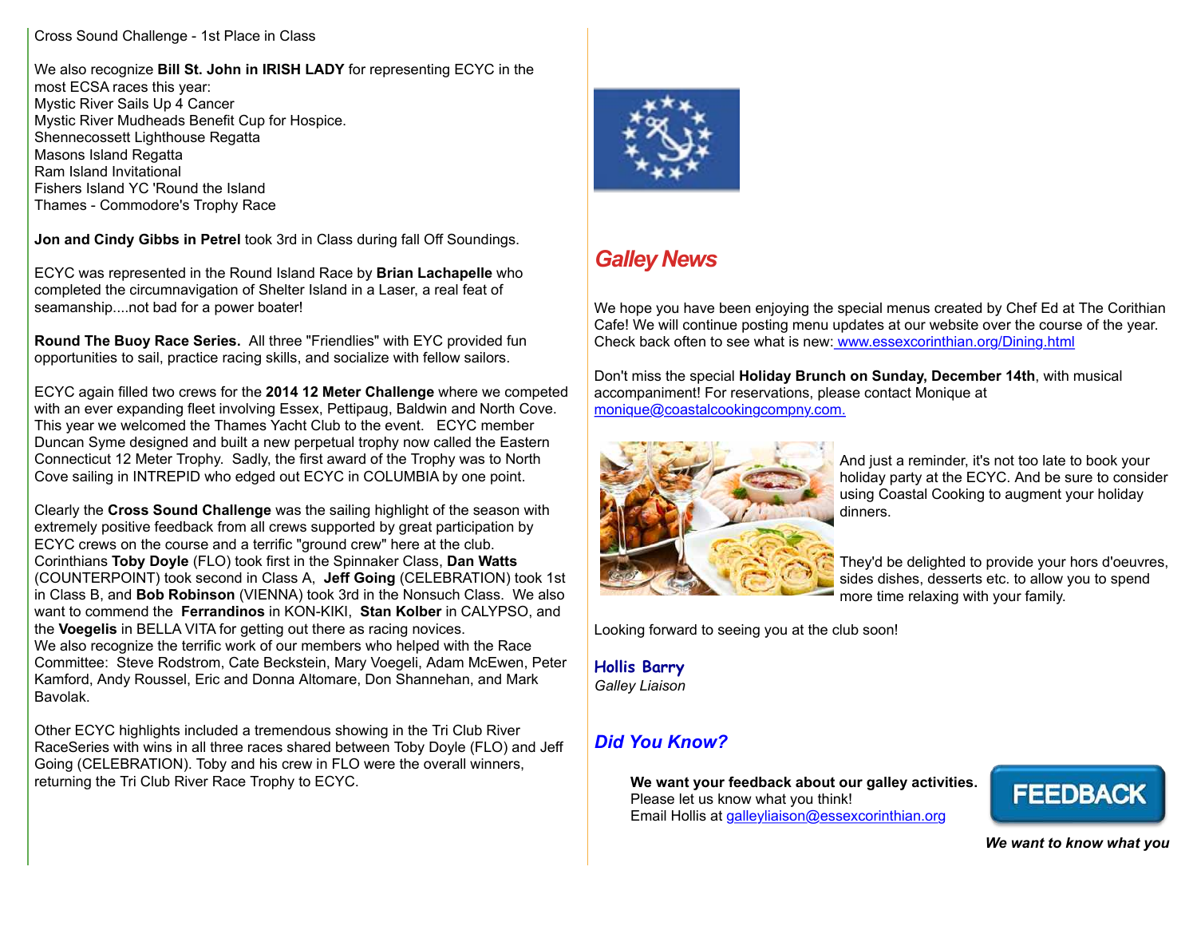Cross Sound Challenge - 1st Place in Class

We also recognize **Bill St. John in IRISH LADY** for representing ECYC in the most ECSA races this year:
Mystic River Sails Up 4 Cancer
Mystic River Mudheads Benefit Cup for Hospice.
Shennecossett Lighthouse Regatta
Masons Island Regatta
Ram Island Invitational
Fishers Island YC 'Round the Island
Thames - Commodore's Trophy Race

**Jon and Cindy Gibbs in Petrel** took 3rd in Class during fall Off Soundings.

ECYC was represented in the Round Island Race by **Brian Lachapelle** who completed the circumnavigation of Shelter Island in a Laser, a real feat of seamanship....not bad for a power boater!

**Round The Buoy Race Series.** All three "Friendlies" with EYC provided fun opportunities to sail, practice racing skills, and socialize with fellow sailors.

ECYC again filled two crews for the **2014 12 Meter Challenge** where we competed with an ever expanding fleet involving Essex, Pettipaug, Baldwin and North Cove. This year we welcomed the Thames Yacht Club to the event. ECYC member Duncan Syme designed and built a new perpetual trophy now called the Eastern Connecticut 12 Meter Trophy. Sadly, the first award of the Trophy was to North Cove sailing in INTREPID who edged out ECYC in COLUMBIA by one point.

Clearly the **Cross Sound Challenge** was the sailing highlight of the season with extremely positive feedback from all crews supported by great participation by ECYC crews on the course and a terrific "ground crew" here at the club. Corinthians **Toby Doyle** (FLO) took first in the Spinnaker Class, **Dan Watts** (COUNTERPOINT) took second in Class A, **Jeff Going** (CELEBRATION) took 1st in Class B, and **Bob Robinson** (VIENNA) took 3rd in the Nonsuch Class. We also want to commend the **Ferrandinos** in KON-KIKI, **Stan Kolber** in CALYPSO, and the **Voegelis** in BELLA VITA for getting out there as racing novices.
We also recognize the terrific work of our members who helped with the Race Committee: Steve Rodstrom, Cate Beckstein, Mary Voegeli, Adam McEwen, Peter Kamford, Andy Roussel, Eric and Donna Altomare, Don Shannehan, and Mark Bavolak.

Other ECYC highlights included a tremendous showing in the Tri Club River RaceSeries with wins in all three races shared between Toby Doyle (FLO) and Jeff Going (CELEBRATION). Toby and his crew in FLO were the overall winners, returning the Tri Club River Race Trophy to ECYC.

## *Galley News*

We hope you have been enjoying the special menus created by Chef Ed at The Corithian Cafe! We will continue posting menu updates at our website over the course of the year. Check back often to see what is new: www.essexcorinthian.org/Dining.html

Don't miss the special **Holiday Brunch on Sunday, December 14th**, with musical accompaniment! For reservations, please contact Monique at monique@coastalcookingcompny.com.

And just a reminder, it's not too late to book your holiday party at the ECYC. And be sure to consider using Coastal Cooking to augment your holiday dinners.

They'd be delighted to provide your hors d'oeuvres, sides dishes, desserts etc. to allow you to spend more time relaxing with your family.

Looking forward to seeing you at the club soon!

**Hollis Barry**
*Galley Liaison*

## *Did You Know?*

**We want your feedback about our galley activities.**
Please let us know what you think!
Email Hollis at galleyliaison@essexcorinthian.org

FEEDBACK

***We want to know what you***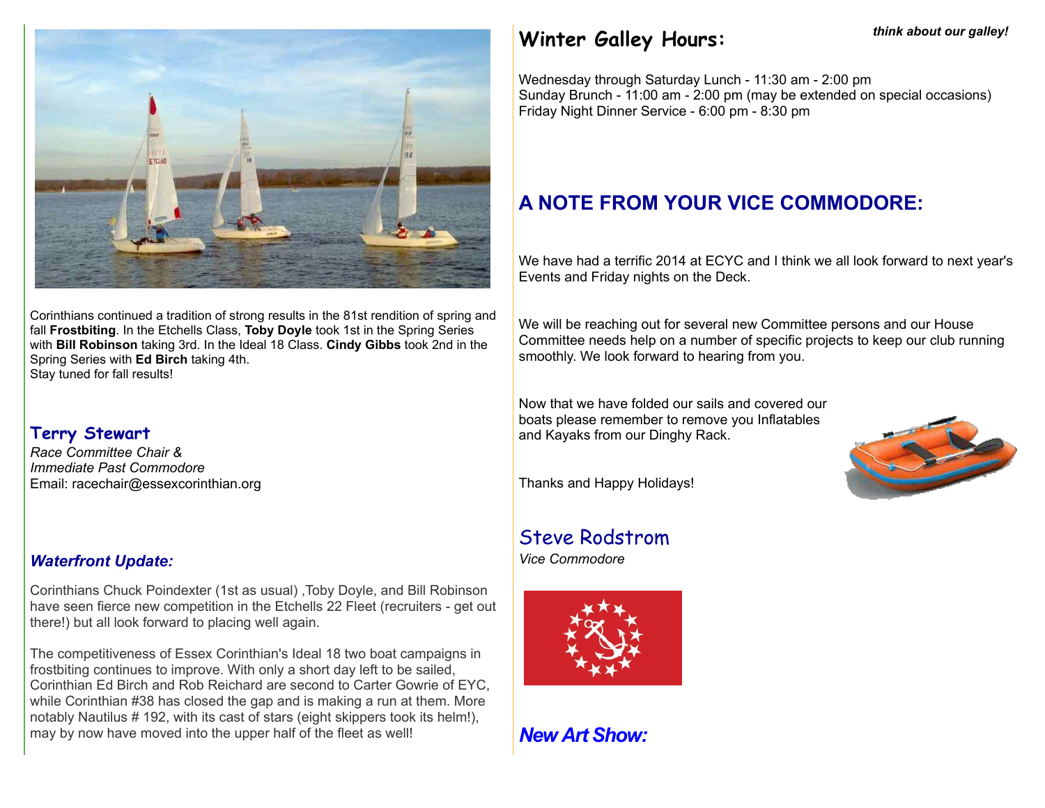Corinthians continued a tradition of strong results in the 81st rendition of spring and fall **Frostbiting**. In the Etchells Class, **Toby Doyle** took 1st in the Spring Series with **Bill Robinson** taking 3rd. In the Ideal 18 Class. **Cindy Gibbs** took 2nd in the Spring Series with **Ed Birch** taking 4th.
Stay tuned for fall results!

### Terry Stewart

*Race Committee Chair &*
*Immediate Past Commodore*
Email: racechair@essexcorinthian.org

### *Waterfront Update:*

Corinthians Chuck Poindexter (1st as usual) ,Toby Doyle, and Bill Robinson have seen fierce new competition in the Etchells 22 Fleet (recruiters - get out there!) but all look forward to placing well again.

The competitiveness of Essex Corinthian's Ideal 18 two boat campaigns in frostbiting continues to improve. With only a short day left to be sailed, Corinthian Ed Birch and Rob Reichard are second to Carter Gowrie of EYC, while Corinthian #38 has closed the gap and is making a run at them. More notably Nautilus # 192, with its cast of stars (eight skippers took its helm!), may by now have moved into the upper half of the fleet as well!

***think about our galley!***

## Winter Galley Hours:

Wednesday through Saturday Lunch - 11:30 am - 2:00 pm
Sunday Brunch - 11:00 am - 2:00 pm (may be extended on special occasions)
Friday Night Dinner Service - 6:00 pm - 8:30 pm

## A NOTE FROM YOUR VICE COMMODORE:

We have had a terrific 2014 at ECYC and I think we all look forward to next year's Events and Friday nights on the Deck.

We will be reaching out for several new Committee persons and our House Committee needs help on a number of specific projects to keep our club running smoothly. We look forward to hearing from you.

Now that we have folded our sails and covered our boats please remember to remove you Inflatables and Kayaks from our Dinghy Rack.

Thanks and Happy Holidays!

### Steve Rodstrom

*Vice Commodore*

## *New Art Show:*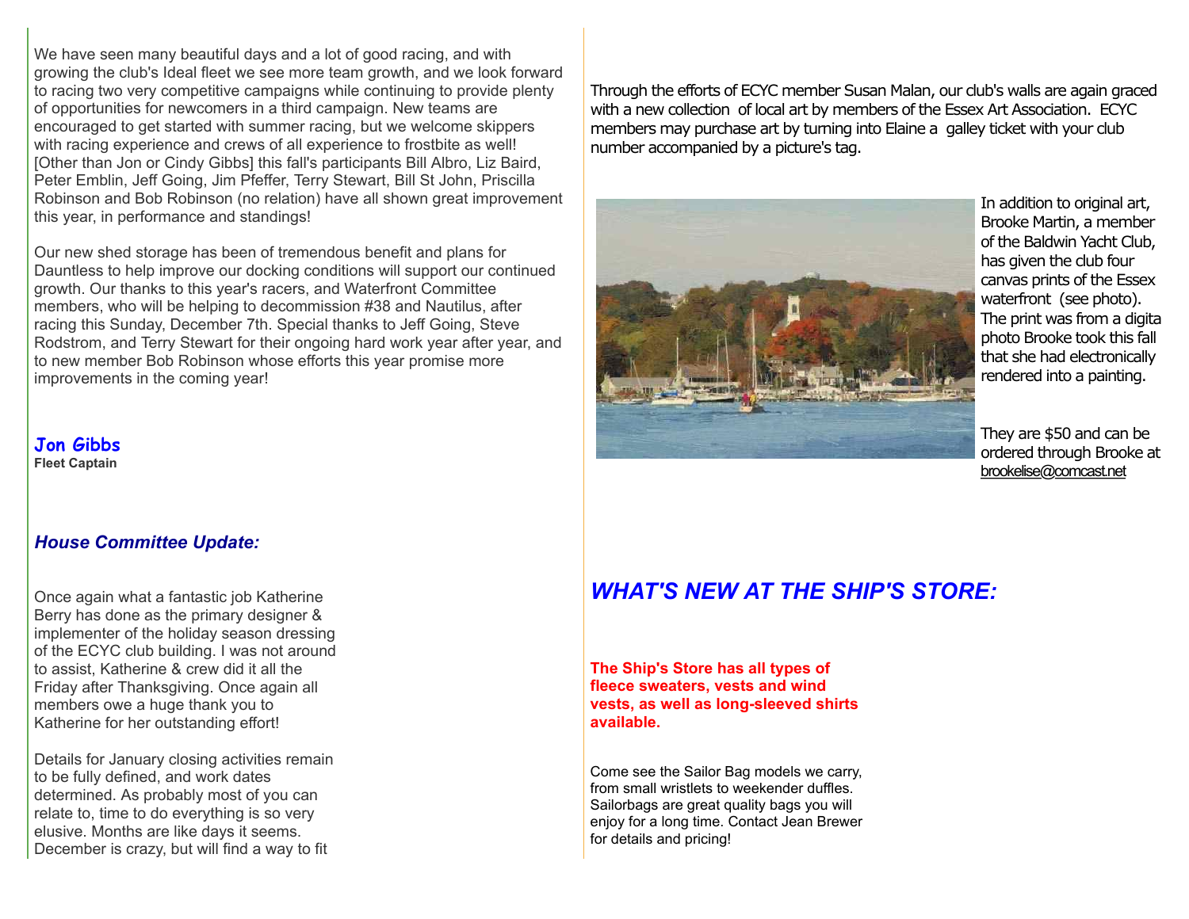We have seen many beautiful days and a lot of good racing, and with growing the club's Ideal fleet we see more team growth, and we look forward to racing two very competitive campaigns while continuing to provide plenty of opportunities for newcomers in a third campaign. New teams are encouraged to get started with summer racing, but we welcome skippers with racing experience and crews of all experience to frostbite as well! [Other than Jon or Cindy Gibbs] this fall's participants Bill Albro, Liz Baird, Peter Emblin, Jeff Going, Jim Pfeffer, Terry Stewart, Bill St John, Priscilla Robinson and Bob Robinson (no relation) have all shown great improvement this year, in performance and standings!

Our new shed storage has been of tremendous benefit and plans for Dauntless to help improve our docking conditions will support our continued growth. Our thanks to this year's racers, and Waterfront Committee members, who will be helping to decommission #38 and Nautilus, after racing this Sunday, December 7th. Special thanks to Jeff Going, Steve Rodstrom, and Terry Stewart for their ongoing hard work year after year, and to new member Bob Robinson whose efforts this year promise more improvements in the coming year!

**Jon Gibbs**
**Fleet Captain**

### *House Committee Update:*

Once again what a fantastic job Katherine Berry has done as the primary designer & implementer of the holiday season dressing of the ECYC club building. I was not around to assist, Katherine & crew did it all the Friday after Thanksgiving. Once again all members owe a huge thank you to Katherine for her outstanding effort!

Details for January closing activities remain to be fully defined, and work dates determined. As probably most of you can relate to, time to do everything is so very elusive. Months are like days it seems. December is crazy, but will find a way to fit

Through the efforts of ECYC member Susan Malan, our club's walls are again graced with a new collection of local art by members of the Essex Art Association. ECYC members may purchase art by turning into Elaine a galley ticket with your club number accompanied by a picture's tag.

In addition to original art, Brooke Martin, a member of the Baldwin Yacht Club, has given the club four canvas prints of the Essex waterfront (see photo). The print was from a digita photo Brooke took this fall that she had electronically rendered into a painting.

They are $50 and can be ordered through Brooke at brookelise@comcast.net

## *WHAT'S NEW AT THE SHIP'S STORE:*

**The Ship's Store has all types of fleece sweaters, vests and wind vests, as well as long-sleeved shirts available.**

Come see the Sailor Bag models we carry, from small wristlets to weekender duffles. Sailorbags are great quality bags you will enjoy for a long time. Contact Jean Brewer for details and pricing!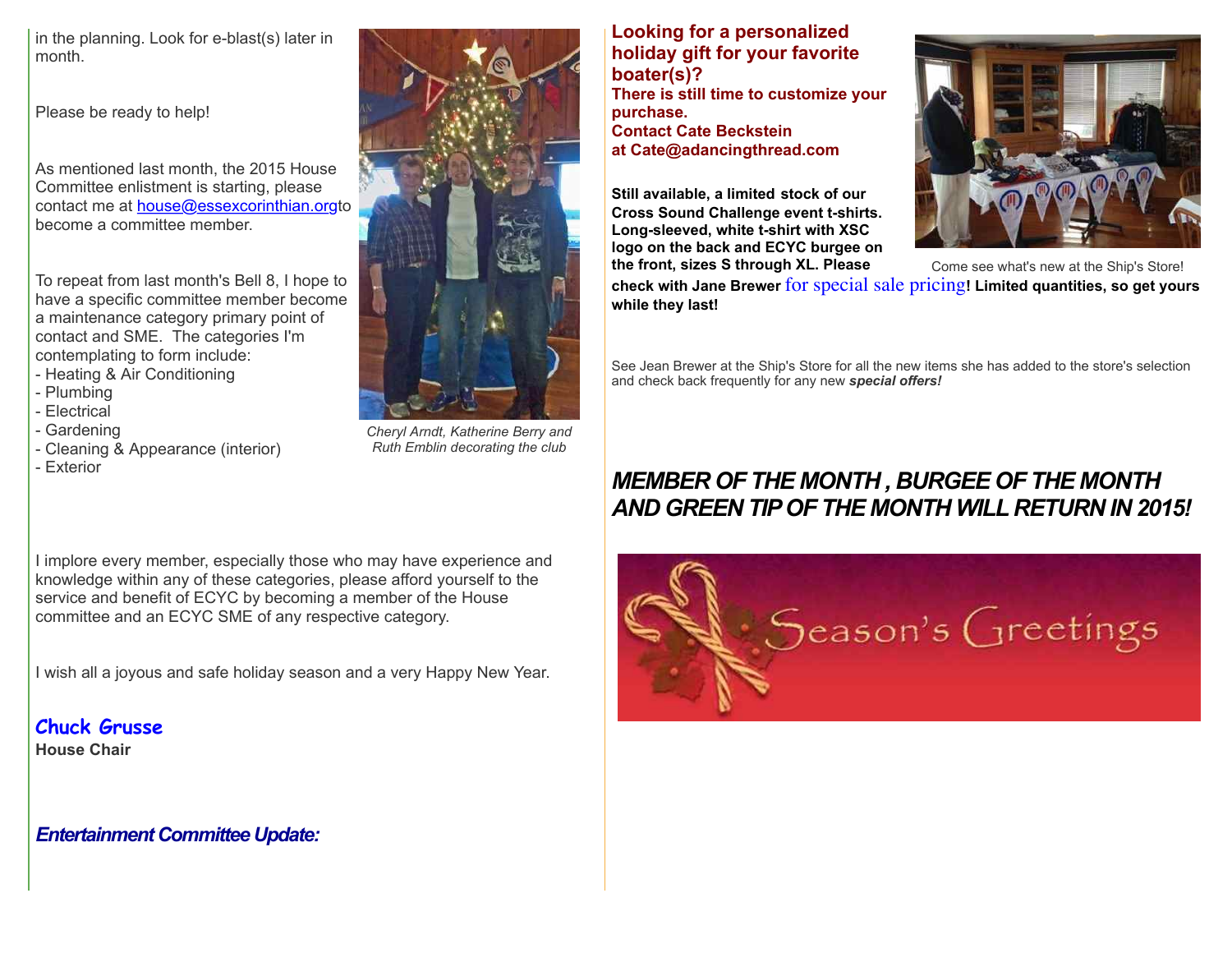in the planning. Look for e-blast(s) later in month.

Please be ready to help!

As mentioned last month, the 2015 House Committee enlistment is starting, please contact me at house@essexcorinthian.orgto become a committee member.

To repeat from last month's Bell 8, I hope to have a specific committee member become a maintenance category primary point of contact and SME. The categories I'm contemplating to form include:

- Heating & Air Conditioning
- Plumbing
- Electrical
- Gardening
- Cleaning & Appearance (interior)
- Exterior

*Cheryl Arndt, Katherine Berry and Ruth Emblin decorating the club*

I implore every member, especially those who may have experience and knowledge within any of these categories, please afford yourself to the service and benefit of ECYC by becoming a member of the House committee and an ECYC SME of any respective category.

I wish all a joyous and safe holiday season and a very Happy New Year.

**Chuck Grusse**
**House Chair**

***Entertainment Committee Update:***

**Looking for a personalized holiday gift for your favorite boater(s)?**
**There is still time to customize your purchase.**
**Contact Cate Beckstein at Cate@adancingthread.com**

**Still available, a limited stock of our Cross Sound Challenge event t-shirts. Long-sleeved, white t-shirt with XSC logo on the back and ECYC burgee on the front, sizes S through XL. Please check with Jane Brewer for special sale pricing! Limited quantities, so get yours while they last!**

Come see what's new at the Ship's Store!

See Jean Brewer at the Ship's Store for all the new items she has added to the store's selection and check back frequently for any new ***special offers!***

## *MEMBER OF THE MONTH , BURGEE OF THE MONTH AND GREEN TIP OF THE MONTH WILL RETURN IN 2015!*

Season's Greetings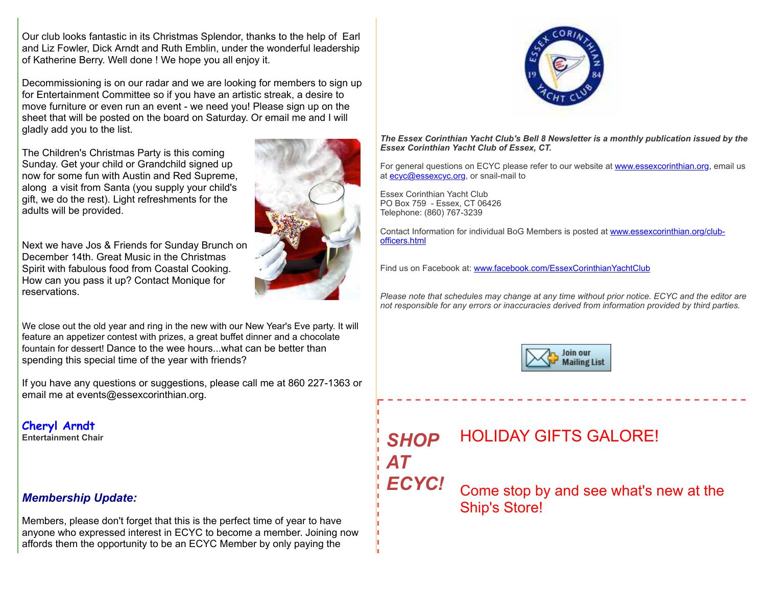Our club looks fantastic in its Christmas Splendor, thanks to the help of Earl and Liz Fowler, Dick Arndt and Ruth Emblin, under the wonderful leadership of Katherine Berry. Well done ! We hope you all enjoy it.

Decommissioning is on our radar and we are looking for members to sign up for Entertainment Committee so if you have an artistic streak, a desire to move furniture or even run an event - we need you! Please sign up on the sheet that will be posted on the board on Saturday. Or email me and I will gladly add you to the list.

The Children's Christmas Party is this coming Sunday. Get your child or Grandchild signed up now for some fun with Austin and Red Supreme, along a visit from Santa (you supply your child's gift, we do the rest). Light refreshments for the adults will be provided.

Next we have Jos & Friends for Sunday Brunch on December 14th. Great Music in the Christmas Spirit with fabulous food from Coastal Cooking. How can you pass it up? Contact Monique for reservations.

We close out the old year and ring in the new with our New Year's Eve party. It will feature an appetizer contest with prizes, a great buffet dinner and a chocolate fountain for dessert! Dance to the wee hours...what can be better than spending this special time of the year with friends?

If you have any questions or suggestions, please call me at 860 227-1363 or email me at events@essexcorinthian.org.

**Cheryl Arndt**
**Entertainment Chair**

### *Membership Update:*

Members, please don't forget that this is the perfect time of year to have anyone who expressed interest in ECYC to become a member. Joining now affords them the opportunity to be an ECYC Member by only paying the

***The Essex Corinthian Yacht Club's Bell 8 Newsletter is a monthly publication issued by the Essex Corinthian Yacht Club of Essex, CT.***

For general questions on ECYC please refer to our website at www.essexcorinthian.org, email us at ecyc@essexcyc.org, or snail-mail to

Essex Corinthian Yacht Club
PO Box 759 - Essex, CT 06426
Telephone: (860) 767-3239

Contact Information for individual BoG Members is posted at www.essexcorinthian.org/club-officers.html

Find us on Facebook at: www.facebook.com/EssexCorinthianYachtClub

*Please note that schedules may change at any time without prior notice. ECYC and the editor are not responsible for any errors or inaccuracies derived from information provided by third parties.*

Join our Mailing List

***SHOP AT ECYC!***

HOLIDAY GIFTS GALORE!

Come stop by and see what's new at the Ship's Store!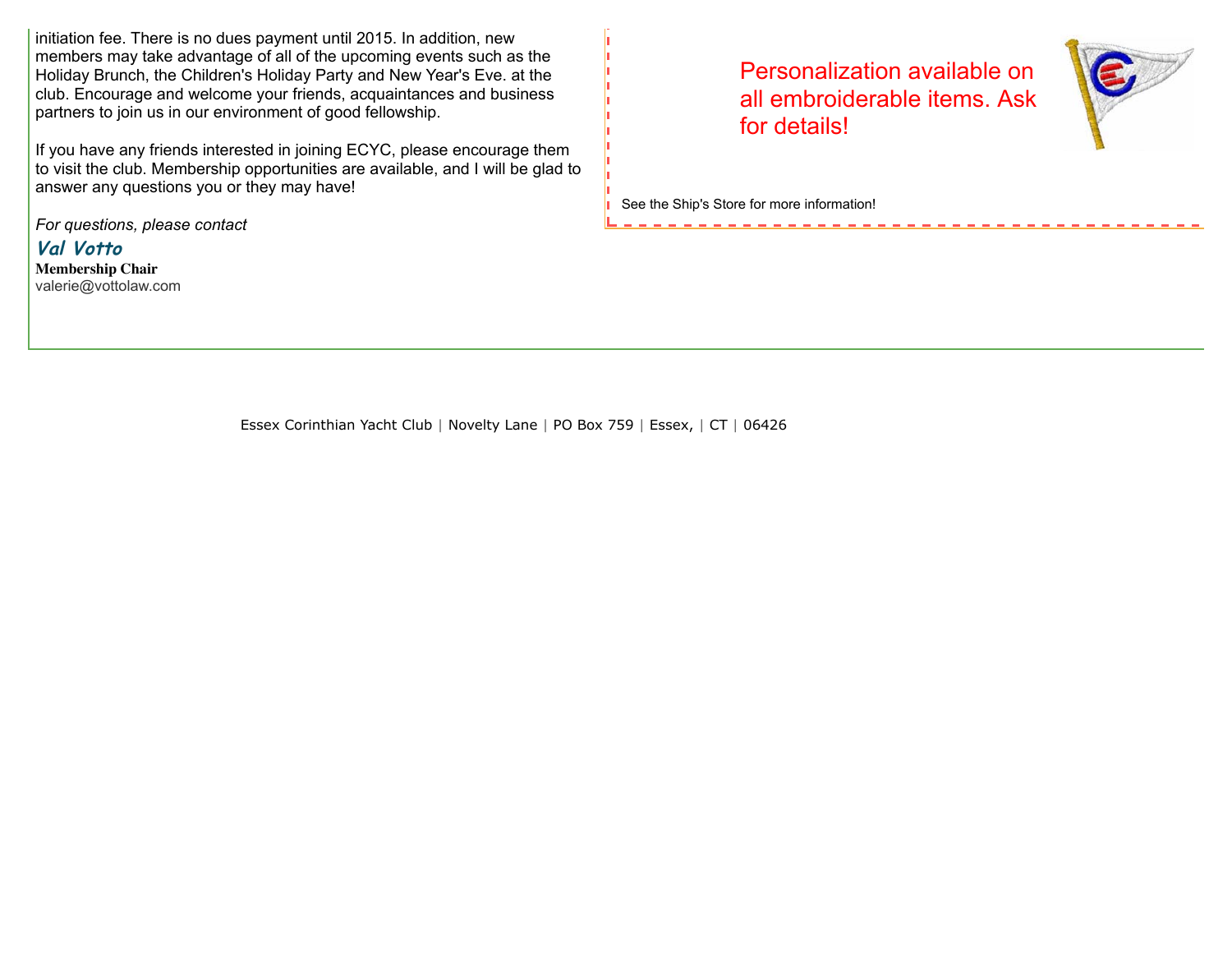initiation fee. There is no dues payment until 2015. In addition, new members may take advantage of all of the upcoming events such as the Holiday Brunch, the Children's Holiday Party and New Year's Eve. at the club. Encourage and welcome your friends, acquaintances and business partners to join us in our environment of good fellowship.

If you have any friends interested in joining ECYC, please encourage them to visit the club. Membership opportunities are available, and I will be glad to answer any questions you or they may have!

*For questions, please contact*

***Val Votto***

**Membership Chair**

valerie@vottolaw.com

Personalization available on all embroiderable items. Ask for details!

See the Ship's Store for more information!

Essex Corinthian Yacht Club | Novelty Lane | PO Box 759 | Essex, | CT | 06426